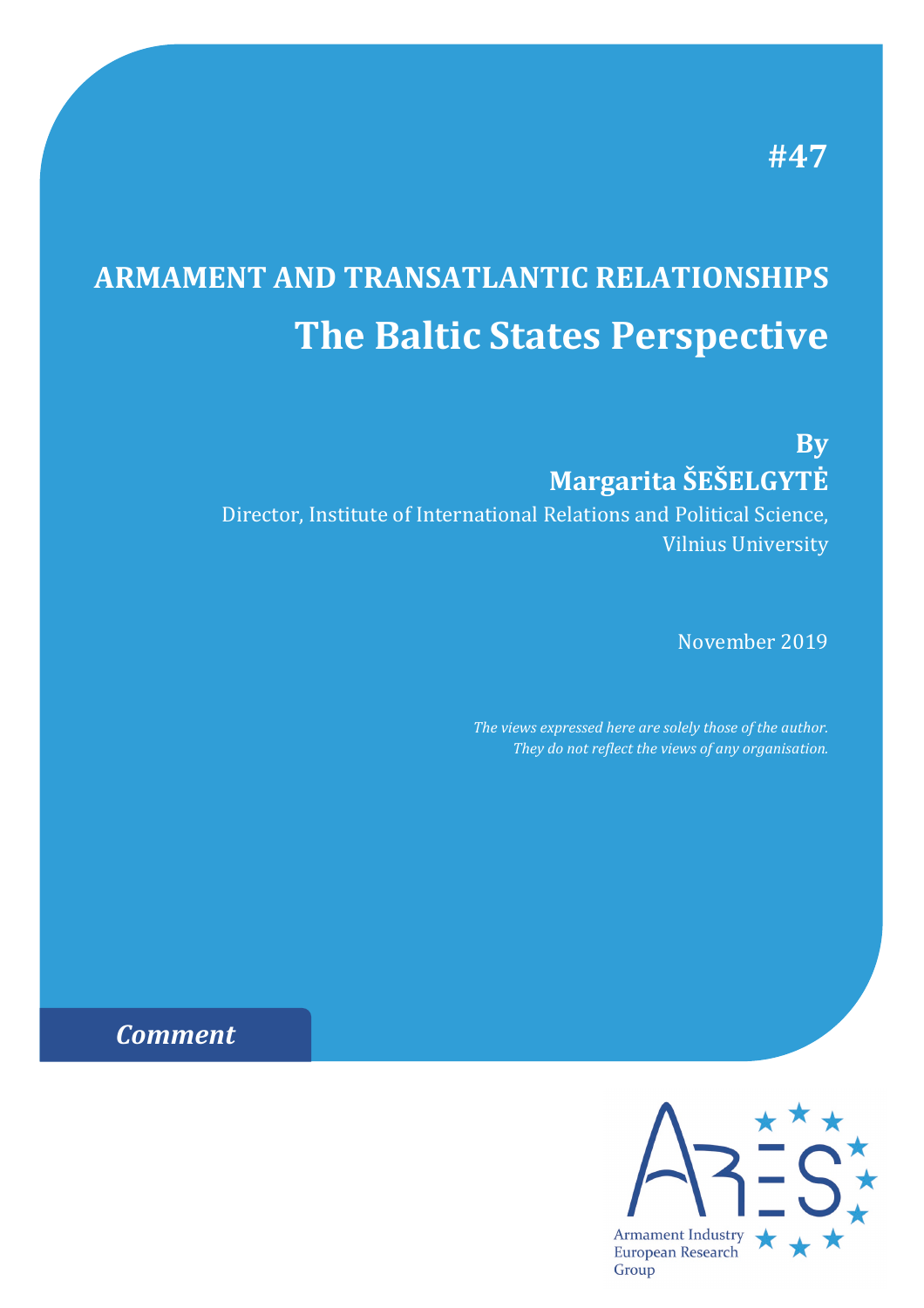#47

# ARMAMENT AND TRANSATLANTIC RELATIONSHIPS

## The Baltic States Perspective

**By**
**Margarita ŠEŠELGYTĖ**
Director, Institute of International Relations and Political Science, Vilnius University

November 2019

*The views expressed here are solely those of the author. They do not reflect the views of any organisation.*

***Comment***

Armament Industry European Research Group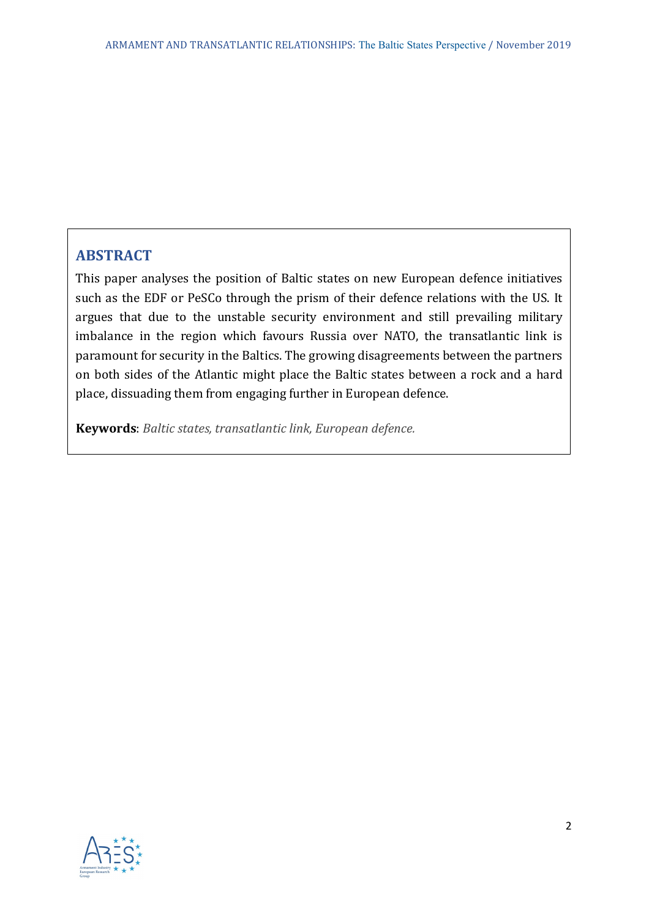## ABSTRACT

This paper analyses the position of Baltic states on new European defence initiatives such as the EDF or PeSCo through the prism of their defence relations with the US. It argues that due to the unstable security environment and still prevailing military imbalance in the region which favours Russia over NATO, the transatlantic link is paramount for security in the Baltics. The growing disagreements between the partners on both sides of the Atlantic might place the Baltic states between a rock and a hard place, dissuading them from engaging further in European defence.

**Keywords**: *Baltic states, transatlantic link, European defence.*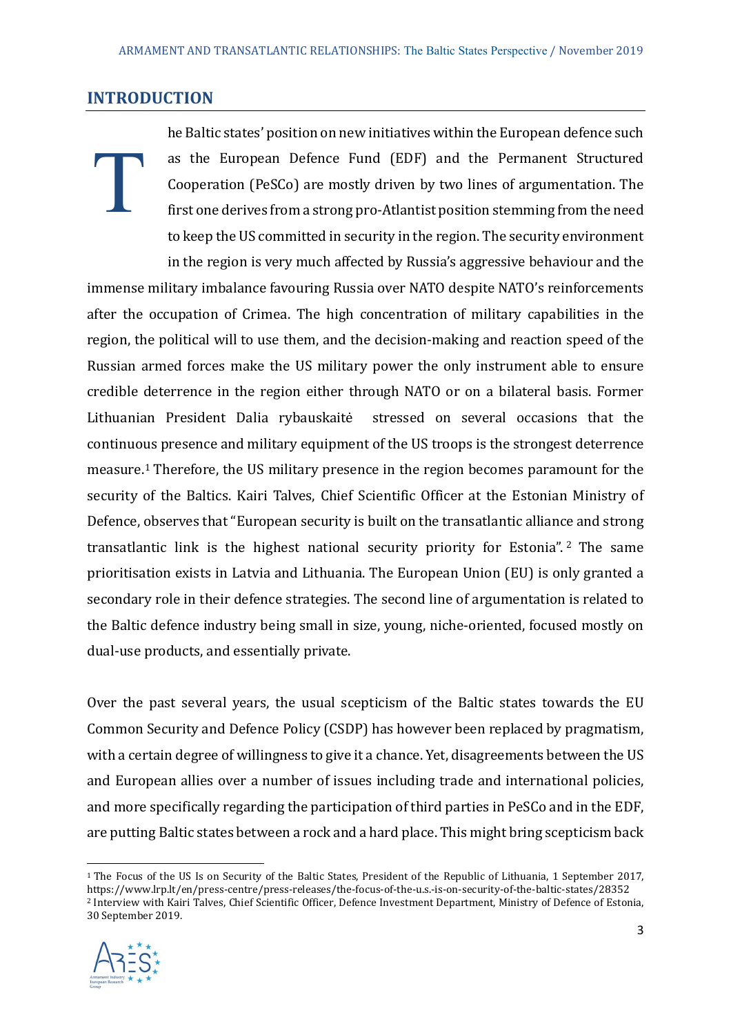## INTRODUCTION

The Baltic states' position on new initiatives within the European defence such as the European Defence Fund (EDF) and the Permanent Structured Cooperation (PeSCo) are mostly driven by two lines of argumentation. The first one derives from a strong pro-Atlantist position stemming from the need to keep the US committed in security in the region. The security environment in the region is very much affected by Russia's aggressive behaviour and the immense military imbalance favouring Russia over NATO despite NATO's reinforcements after the occupation of Crimea. The high concentration of military capabilities in the region, the political will to use them, and the decision-making and reaction speed of the Russian armed forces make the US military power the only instrument able to ensure credible deterrence in the region either through NATO or on a bilateral basis. Former Lithuanian President Dalia rybauskaitė stressed on several occasions that the continuous presence and military equipment of the US troops is the strongest deterrence measure.[1] Therefore, the US military presence in the region becomes paramount for the security of the Baltics. Kairi Talves, Chief Scientific Officer at the Estonian Ministry of Defence, observes that "European security is built on the transatlantic alliance and strong transatlantic link is the highest national security priority for Estonia".[2] The same prioritisation exists in Latvia and Lithuania. The European Union (EU) is only granted a secondary role in their defence strategies. The second line of argumentation is related to the Baltic defence industry being small in size, young, niche-oriented, focused mostly on dual-use products, and essentially private.

Over the past several years, the usual scepticism of the Baltic states towards the EU Common Security and Defence Policy (CSDP) has however been replaced by pragmatism, with a certain degree of willingness to give it a chance. Yet, disagreements between the US and European allies over a number of issues including trade and international policies, and more specifically regarding the participation of third parties in PeSCo and in the EDF, are putting Baltic states between a rock and a hard place. This might bring scepticism back

[1] The Focus of the US Is on Security of the Baltic States, President of the Republic of Lithuania, 1 September 2017, https://www.lrp.lt/en/press-centre/press-releases/the-focus-of-the-u.s.-is-on-security-of-the-baltic-states/28352

[2] Interview with Kairi Talves, Chief Scientific Officer, Defence Investment Department, Ministry of Defence of Estonia, 30 September 2019.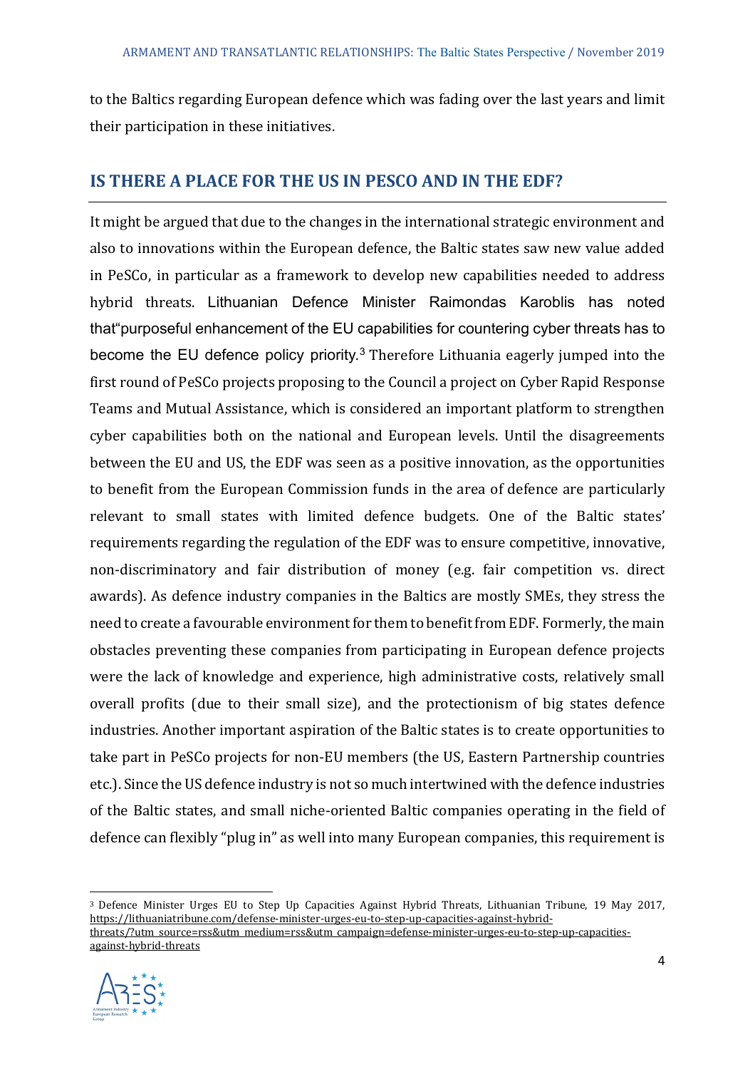to the Baltics regarding European defence which was fading over the last years and limit their participation in these initiatives.

## IS THERE A PLACE FOR THE US IN PESCO AND IN THE EDF?

It might be argued that due to the changes in the international strategic environment and also to innovations within the European defence, the Baltic states saw new value added in PeSCo, in particular as a framework to develop new capabilities needed to address hybrid threats. Lithuanian Defence Minister Raimondas Karoblis has noted that"purposeful enhancement of the EU capabilities for countering cyber threats has to become the EU defence policy priority.[3] Therefore Lithuania eagerly jumped into the first round of PeSCo projects proposing to the Council a project on Cyber Rapid Response Teams and Mutual Assistance, which is considered an important platform to strengthen cyber capabilities both on the national and European levels. Until the disagreements between the EU and US, the EDF was seen as a positive innovation, as the opportunities to benefit from the European Commission funds in the area of defence are particularly relevant to small states with limited defence budgets. One of the Baltic states' requirements regarding the regulation of the EDF was to ensure competitive, innovative, non-discriminatory and fair distribution of money (e.g. fair competition vs. direct awards). As defence industry companies in the Baltics are mostly SMEs, they stress the need to create a favourable environment for them to benefit from EDF. Formerly, the main obstacles preventing these companies from participating in European defence projects were the lack of knowledge and experience, high administrative costs, relatively small overall profits (due to their small size), and the protectionism of big states defence industries. Another important aspiration of the Baltic states is to create opportunities to take part in PeSCo projects for non-EU members (the US, Eastern Partnership countries etc.). Since the US defence industry is not so much intertwined with the defence industries of the Baltic states, and small niche-oriented Baltic companies operating in the field of defence can flexibly "plug in" as well into many European companies, this requirement is

[3] Defence Minister Urges EU to Step Up Capacities Against Hybrid Threats, Lithuanian Tribune, 19 May 2017, https://lithuaniatribune.com/defense-minister-urges-eu-to-step-up-capacities-against-hybrid-threats/?utm_source=rss&utm_medium=rss&utm_campaign=defense-minister-urges-eu-to-step-up-capacities-against-hybrid-threats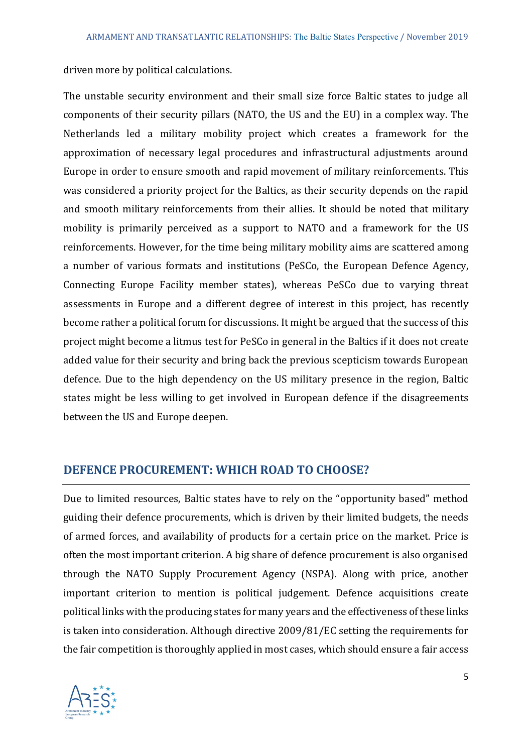driven more by political calculations.

The unstable security environment and their small size force Baltic states to judge all components of their security pillars (NATO, the US and the EU) in a complex way. The Netherlands led a military mobility project which creates a framework for the approximation of necessary legal procedures and infrastructural adjustments around Europe in order to ensure smooth and rapid movement of military reinforcements. This was considered a priority project for the Baltics, as their security depends on the rapid and smooth military reinforcements from their allies. It should be noted that military mobility is primarily perceived as a support to NATO and a framework for the US reinforcements. However, for the time being military mobility aims are scattered among a number of various formats and institutions (PeSCo, the European Defence Agency, Connecting Europe Facility member states), whereas PeSCo due to varying threat assessments in Europe and a different degree of interest in this project, has recently become rather a political forum for discussions. It might be argued that the success of this project might become a litmus test for PeSCo in general in the Baltics if it does not create added value for their security and bring back the previous scepticism towards European defence. Due to the high dependency on the US military presence in the region, Baltic states might be less willing to get involved in European defence if the disagreements between the US and Europe deepen.

## DEFENCE PROCUREMENT: WHICH ROAD TO CHOOSE?

Due to limited resources, Baltic states have to rely on the "opportunity based" method guiding their defence procurements, which is driven by their limited budgets, the needs of armed forces, and availability of products for a certain price on the market. Price is often the most important criterion. A big share of defence procurement is also organised through the NATO Supply Procurement Agency (NSPA). Along with price, another important criterion to mention is political judgement. Defence acquisitions create political links with the producing states for many years and the effectiveness of these links is taken into consideration. Although directive 2009/81/EC setting the requirements for the fair competition is thoroughly applied in most cases, which should ensure a fair access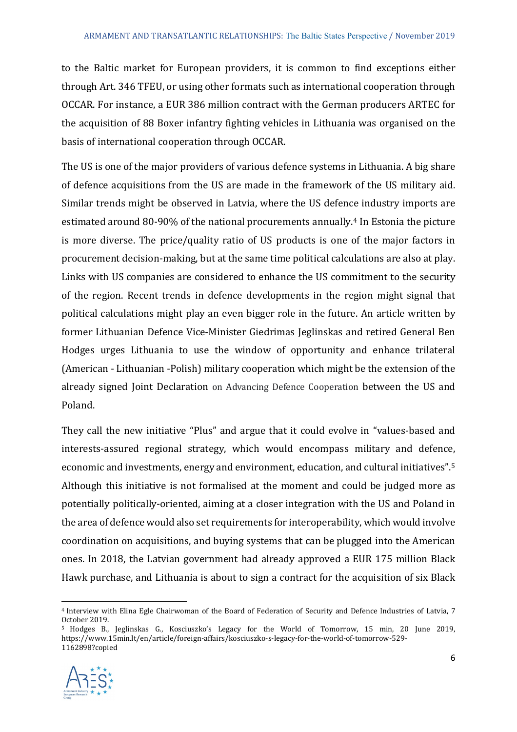to the Baltic market for European providers, it is common to find exceptions either through Art. 346 TFEU, or using other formats such as international cooperation through OCCAR. For instance, a EUR 386 million contract with the German producers ARTEC for the acquisition of 88 Boxer infantry fighting vehicles in Lithuania was organised on the basis of international cooperation through OCCAR.

The US is one of the major providers of various defence systems in Lithuania. A big share of defence acquisitions from the US are made in the framework of the US military aid. Similar trends might be observed in Latvia, where the US defence industry imports are estimated around 80-90% of the national procurements annually.[4] In Estonia the picture is more diverse. The price/quality ratio of US products is one of the major factors in procurement decision-making, but at the same time political calculations are also at play. Links with US companies are considered to enhance the US commitment to the security of the region. Recent trends in defence developments in the region might signal that political calculations might play an even bigger role in the future. An article written by former Lithuanian Defence Vice-Minister Giedrimas Jeglinskas and retired General Ben Hodges urges Lithuania to use the window of opportunity and enhance trilateral (American - Lithuanian -Polish) military cooperation which might be the extension of the already signed Joint Declaration on Advancing Defence Cooperation between the US and Poland.

They call the new initiative "Plus" and argue that it could evolve in "values-based and interests-assured regional strategy, which would encompass military and defence, economic and investments, energy and environment, education, and cultural initiatives".[5] Although this initiative is not formalised at the moment and could be judged more as potentially politically-oriented, aiming at a closer integration with the US and Poland in the area of defence would also set requirements for interoperability, which would involve coordination on acquisitions, and buying systems that can be plugged into the American ones. In 2018, the Latvian government had already approved a EUR 175 million Black Hawk purchase, and Lithuania is about to sign a contract for the acquisition of six Black

---

[4] Interview with Elina Egle Chairwoman of the Board of Federation of Security and Defence Industries of Latvia, 7 October 2019.

[5] Hodges B., Jeglinskas G., Kosciuszko's Legacy for the World of Tomorrow, 15 min, 20 June 2019, https://www.15min.lt/en/article/foreign-affairs/kosciuszko-s-legacy-for-the-world-of-tomorrow-529-1162898?copied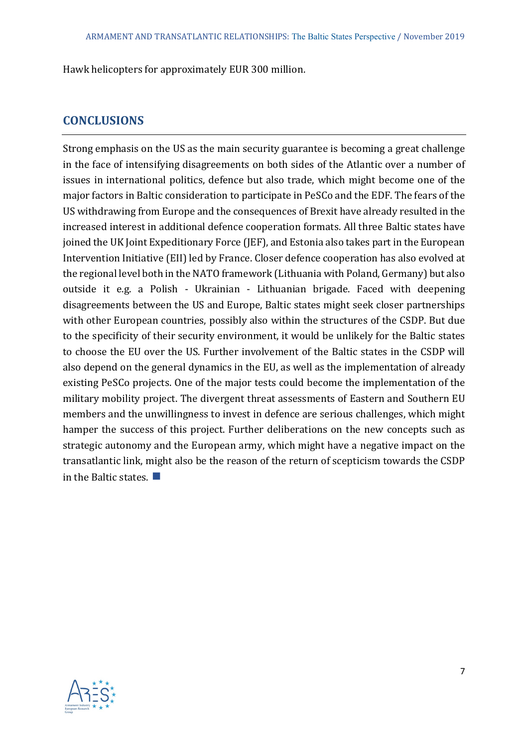Hawk helicopters for approximately EUR 300 million.

## CONCLUSIONS

Strong emphasis on the US as the main security guarantee is becoming a great challenge in the face of intensifying disagreements on both sides of the Atlantic over a number of issues in international politics, defence but also trade, which might become one of the major factors in Baltic consideration to participate in PeSCo and the EDF. The fears of the US withdrawing from Europe and the consequences of Brexit have already resulted in the increased interest in additional defence cooperation formats. All three Baltic states have joined the UK Joint Expeditionary Force (JEF), and Estonia also takes part in the European Intervention Initiative (EII) led by France. Closer defence cooperation has also evolved at the regional level both in the NATO framework (Lithuania with Poland, Germany) but also outside it e.g. a Polish - Ukrainian - Lithuanian brigade. Faced with deepening disagreements between the US and Europe, Baltic states might seek closer partnerships with other European countries, possibly also within the structures of the CSDP. But due to the specificity of their security environment, it would be unlikely for the Baltic states to choose the EU over the US. Further involvement of the Baltic states in the CSDP will also depend on the general dynamics in the EU, as well as the implementation of already existing PeSCo projects. One of the major tests could become the implementation of the military mobility project. The divergent threat assessments of Eastern and Southern EU members and the unwillingness to invest in defence are serious challenges, which might hamper the success of this project. Further deliberations on the new concepts such as strategic autonomy and the European army, which might have a negative impact on the transatlantic link, might also be the reason of the return of scepticism towards the CSDP in the Baltic states. ■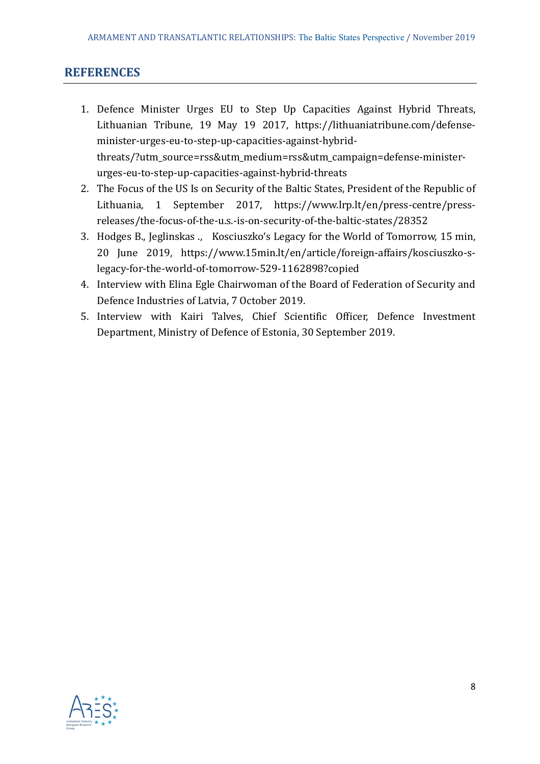## REFERENCES

1. Defence Minister Urges EU to Step Up Capacities Against Hybrid Threats, Lithuanian Tribune, 19 May 19 2017, https://lithuaniatribune.com/defense-minister-urges-eu-to-step-up-capacities-against-hybrid-threats/?utm_source=rss&utm_medium=rss&utm_campaign=defense-minister-urges-eu-to-step-up-capacities-against-hybrid-threats
2. The Focus of the US Is on Security of the Baltic States, President of the Republic of Lithuania, 1 September 2017, https://www.lrp.lt/en/press-centre/press-releases/the-focus-of-the-u.s.-is-on-security-of-the-baltic-states/28352
3. Hodges B., Jeglinskas ., Kosciuszko's Legacy for the World of Tomorrow, 15 min, 20 June 2019, https://www.15min.lt/en/article/foreign-affairs/kosciuszko-s-legacy-for-the-world-of-tomorrow-529-1162898?copied
4. Interview with Elina Egle Chairwoman of the Board of Federation of Security and Defence Industries of Latvia, 7 October 2019.
5. Interview with Kairi Talves, Chief Scientific Officer, Defence Investment Department, Ministry of Defence of Estonia, 30 September 2019.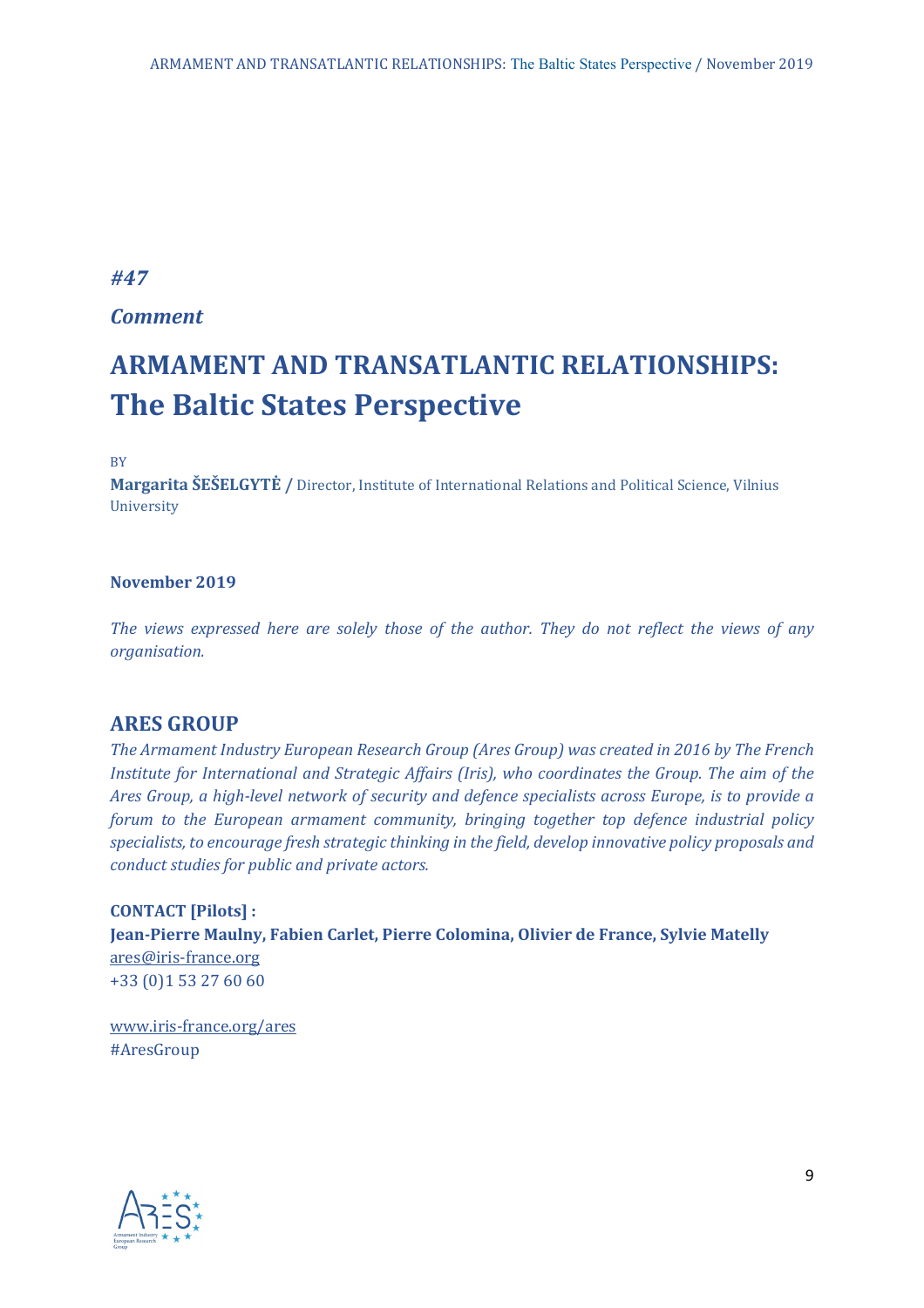*#47*

*Comment*

# ARMAMENT AND TRANSATLANTIC RELATIONSHIPS: The Baltic States Perspective

BY

**Margarita ŠEŠELGYTĖ /** Director, Institute of International Relations and Political Science, Vilnius University

**November 2019**

*The views expressed here are solely those of the author. They do not reflect the views of any organisation.*

## ARES GROUP

*The Armament Industry European Research Group (Ares Group) was created in 2016 by The French Institute for International and Strategic Affairs (Iris), who coordinates the Group. The aim of the Ares Group, a high-level network of security and defence specialists across Europe, is to provide a forum to the European armament community, bringing together top defence industrial policy specialists, to encourage fresh strategic thinking in the field, develop innovative policy proposals and conduct studies for public and private actors.*

**CONTACT [Pilots] :**
**Jean-Pierre Maulny, Fabien Carlet, Pierre Colomina, Olivier de France, Sylvie Matelly**
ares@iris-france.org
+33 (0)1 53 27 60 60

www.iris-france.org/ares
#AresGroup